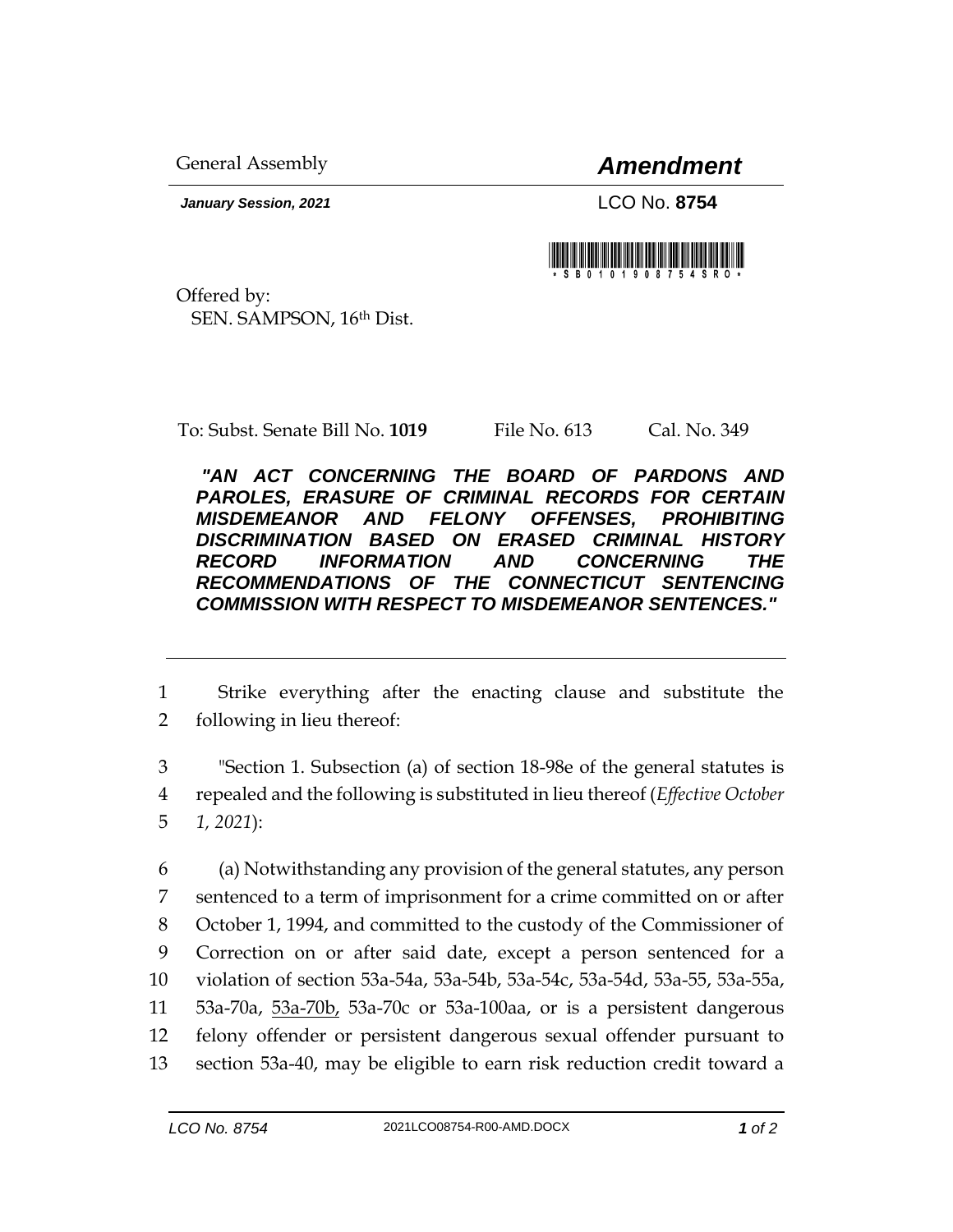General Assembly

# *Amendment*

***January Session, 2021***

LCO No. **8754**

\*SB0101908754SRO\*

Offered by:
SEN. SAMPSON, 16th Dist.

To: Subst. Senate Bill No. **1019** File No. 613 Cal. No. 349

***"AN ACT CONCERNING THE BOARD OF PARDONS AND PAROLES, ERASURE OF CRIMINAL RECORDS FOR CERTAIN MISDEMEANOR AND FELONY OFFENSES, PROHIBITING DISCRIMINATION BASED ON ERASED CRIMINAL HISTORY RECORD INFORMATION AND CONCERNING THE RECOMMENDATIONS OF THE CONNECTICUT SENTENCING COMMISSION WITH RESPECT TO MISDEMEANOR SENTENCES."***

---

1 Strike everything after the enacting clause and substitute the
2 following in lieu thereof:

3 "Section 1. Subsection (a) of section 18-98e of the general statutes is
4 repealed and the following is substituted in lieu thereof (*Effective October*
5 *1, 2021*):

6 (a) Notwithstanding any provision of the general statutes, any person
7 sentenced to a term of imprisonment for a crime committed on or after
8 October 1, 1994, and committed to the custody of the Commissioner of
9 Correction on or after said date, except a person sentenced for a
10 violation of section 53a-54a, 53a-54b, 53a-54c, 53a-54d, 53a-55, 53a-55a,
11 53a-70a, <u>53a-70b,</u> 53a-70c or 53a-100aa, or is a persistent dangerous
12 felony offender or persistent dangerous sexual offender pursuant to
13 section 53a-40, may be eligible to earn risk reduction credit toward a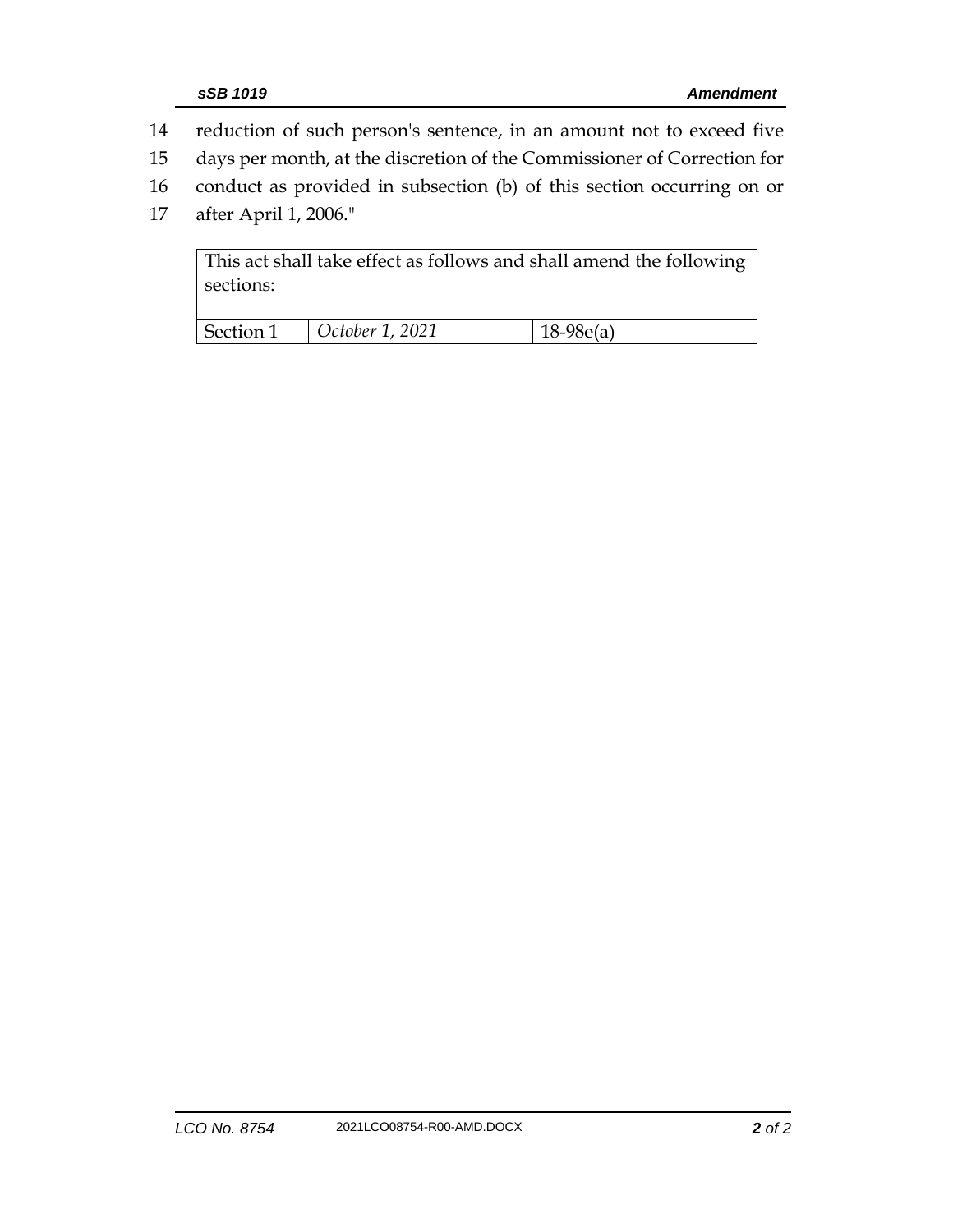14 reduction of such person's sentence, in an amount not to exceed five
15 days per month, at the discretion of the Commissioner of Correction for
16 conduct as provided in subsection (b) of this section occurring on or
17 after April 1, 2006."

| This act shall take effect as follows and shall amend the following sections: | | |
|---|---|---|
| Section 1 | *October 1, 2021* | 18-98e(a) |